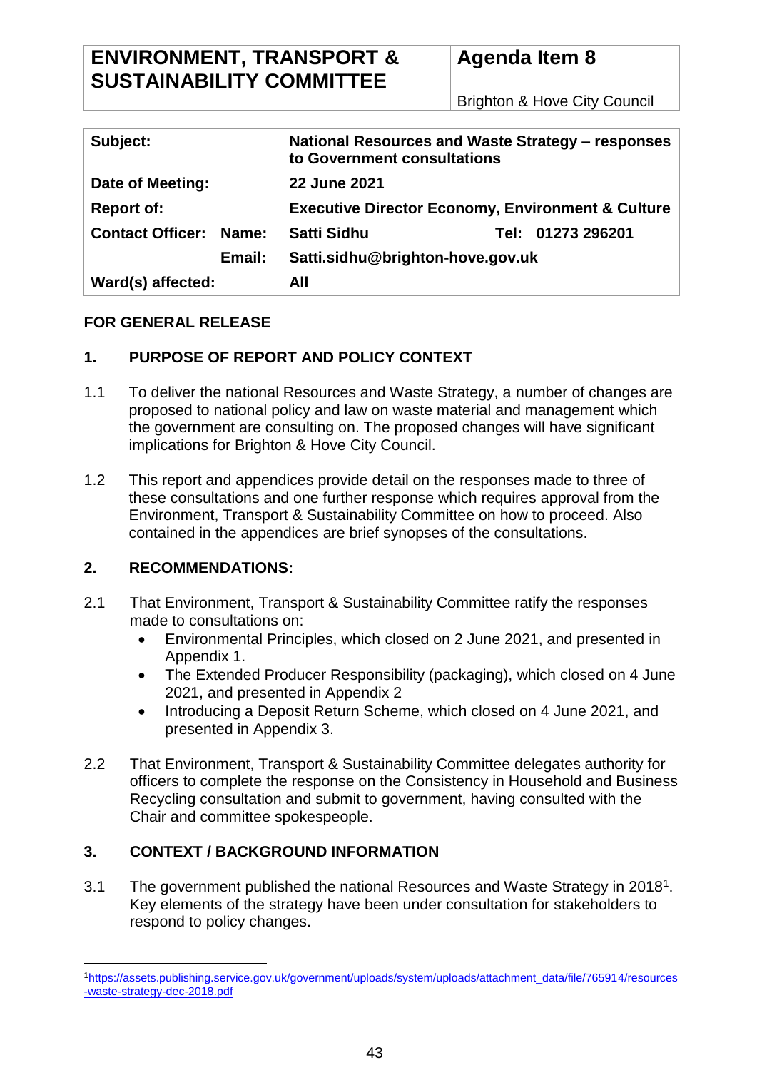| ENVIRONMENT, TRANSPORT & SUSTAINABILITY COMMITTEE | Agenda Item 8 |
|---|---|
| | Brighton & Hove City Council |

| | | | |
|---|---|---|---|
| **Subject:** | | **National Resources and Waste Strategy – responses to Government consultations** | |
| **Date of Meeting:** | | **22 June 2021** | |
| **Report of:** | | **Executive Director Economy, Environment & Culture** | |
| **Contact Officer:** | **Name:** | **Satti Sidhu** | **Tel: 01273 296201** |
| | **Email:** | **Satti.sidhu@brighton-hove.gov.uk** | |
| **Ward(s) affected:** | | **All** | |

**FOR GENERAL RELEASE**

## 1. PURPOSE OF REPORT AND POLICY CONTEXT

1.1 To deliver the national Resources and Waste Strategy, a number of changes are proposed to national policy and law on waste material and management which the government are consulting on. The proposed changes will have significant implications for Brighton & Hove City Council.

1.2 This report and appendices provide detail on the responses made to three of these consultations and one further response which requires approval from the Environment, Transport & Sustainability Committee on how to proceed. Also contained in the appendices are brief synopses of the consultations.

## 2. RECOMMENDATIONS:

2.1 That Environment, Transport & Sustainability Committee ratify the responses made to consultations on:

- Environmental Principles, which closed on 2 June 2021, and presented in Appendix 1.
- The Extended Producer Responsibility (packaging), which closed on 4 June 2021, and presented in Appendix 2
- Introducing a Deposit Return Scheme, which closed on 4 June 2021, and presented in Appendix 3.

2.2 That Environment, Transport & Sustainability Committee delegates authority for officers to complete the response on the Consistency in Household and Business Recycling consultation and submit to government, having consulted with the Chair and committee spokespeople.

## 3. CONTEXT / BACKGROUND INFORMATION

3.1 The government published the national Resources and Waste Strategy in 2018[1]. Key elements of the strategy have been under consultation for stakeholders to respond to policy changes.

[1] https://assets.publishing.service.gov.uk/government/uploads/system/uploads/attachment_data/file/765914/resources-waste-strategy-dec-2018.pdf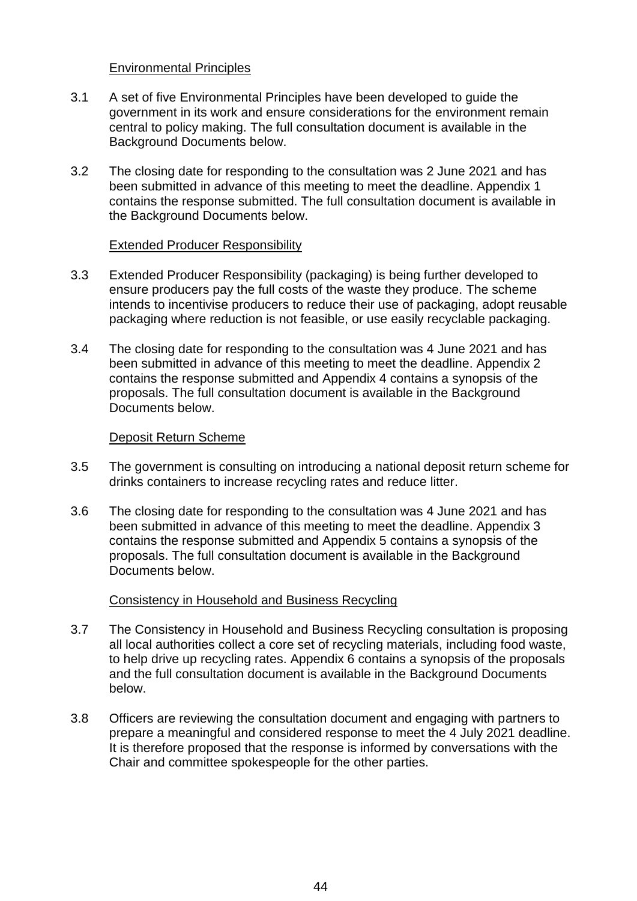Environmental Principles

3.1 A set of five Environmental Principles have been developed to guide the government in its work and ensure considerations for the environment remain central to policy making. The full consultation document is available in the Background Documents below.

3.2 The closing date for responding to the consultation was 2 June 2021 and has been submitted in advance of this meeting to meet the deadline. Appendix 1 contains the response submitted. The full consultation document is available in the Background Documents below.

Extended Producer Responsibility

3.3 Extended Producer Responsibility (packaging) is being further developed to ensure producers pay the full costs of the waste they produce. The scheme intends to incentivise producers to reduce their use of packaging, adopt reusable packaging where reduction is not feasible, or use easily recyclable packaging.

3.4 The closing date for responding to the consultation was 4 June 2021 and has been submitted in advance of this meeting to meet the deadline. Appendix 2 contains the response submitted and Appendix 4 contains a synopsis of the proposals. The full consultation document is available in the Background Documents below.

Deposit Return Scheme

3.5 The government is consulting on introducing a national deposit return scheme for drinks containers to increase recycling rates and reduce litter.

3.6 The closing date for responding to the consultation was 4 June 2021 and has been submitted in advance of this meeting to meet the deadline. Appendix 3 contains the response submitted and Appendix 5 contains a synopsis of the proposals. The full consultation document is available in the Background Documents below.

Consistency in Household and Business Recycling

3.7 The Consistency in Household and Business Recycling consultation is proposing all local authorities collect a core set of recycling materials, including food waste, to help drive up recycling rates. Appendix 6 contains a synopsis of the proposals and the full consultation document is available in the Background Documents below.

3.8 Officers are reviewing the consultation document and engaging with partners to prepare a meaningful and considered response to meet the 4 July 2021 deadline. It is therefore proposed that the response is informed by conversations with the Chair and committee spokespeople for the other parties.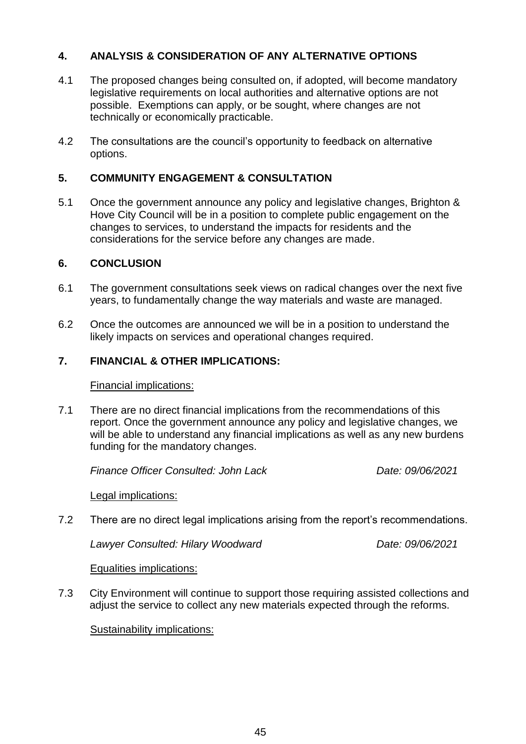## 4. ANALYSIS & CONSIDERATION OF ANY ALTERNATIVE OPTIONS

4.1 The proposed changes being consulted on, if adopted, will become mandatory legislative requirements on local authorities and alternative options are not possible. Exemptions can apply, or be sought, where changes are not technically or economically practicable.

4.2 The consultations are the council's opportunity to feedback on alternative options.

## 5. COMMUNITY ENGAGEMENT & CONSULTATION

5.1 Once the government announce any policy and legislative changes, Brighton & Hove City Council will be in a position to complete public engagement on the changes to services, to understand the impacts for residents and the considerations for the service before any changes are made.

## 6. CONCLUSION

6.1 The government consultations seek views on radical changes over the next five years, to fundamentally change the way materials and waste are managed.

6.2 Once the outcomes are announced we will be in a position to understand the likely impacts on services and operational changes required.

## 7. FINANCIAL & OTHER IMPLICATIONS:

Financial implications:

7.1 There are no direct financial implications from the recommendations of this report. Once the government announce any policy and legislative changes, we will be able to understand any financial implications as well as any new burdens funding for the mandatory changes.

*Finance Officer Consulted: John Lack* *Date: 09/06/2021*

Legal implications:

7.2 There are no direct legal implications arising from the report's recommendations.

*Lawyer Consulted: Hilary Woodward* *Date: 09/06/2021*

Equalities implications:

7.3 City Environment will continue to support those requiring assisted collections and adjust the service to collect any new materials expected through the reforms.

Sustainability implications: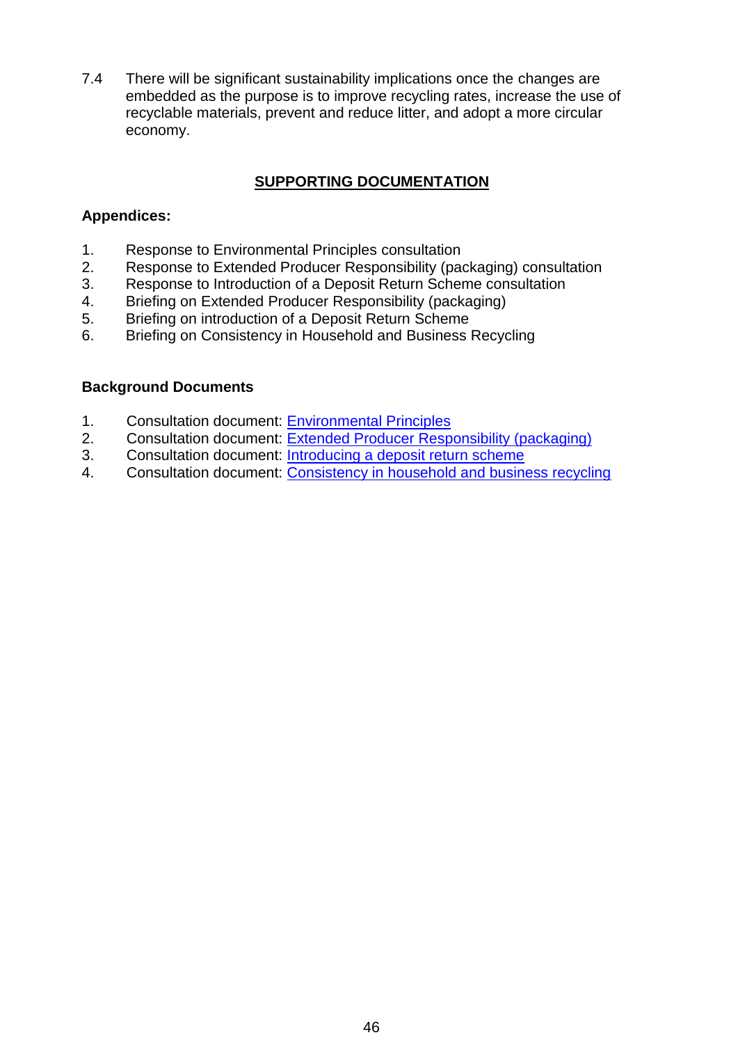7.4 There will be significant sustainability implications once the changes are embedded as the purpose is to improve recycling rates, increase the use of recyclable materials, prevent and reduce litter, and adopt a more circular economy.

## SUPPORTING DOCUMENTATION

**Appendices:**

1. Response to Environmental Principles consultation
2. Response to Extended Producer Responsibility (packaging) consultation
3. Response to Introduction of a Deposit Return Scheme consultation
4. Briefing on Extended Producer Responsibility (packaging)
5. Briefing on introduction of a Deposit Return Scheme
6. Briefing on Consistency in Household and Business Recycling

**Background Documents**

1. Consultation document: Environmental Principles
2. Consultation document: Extended Producer Responsibility (packaging)
3. Consultation document: Introducing a deposit return scheme
4. Consultation document: Consistency in household and business recycling